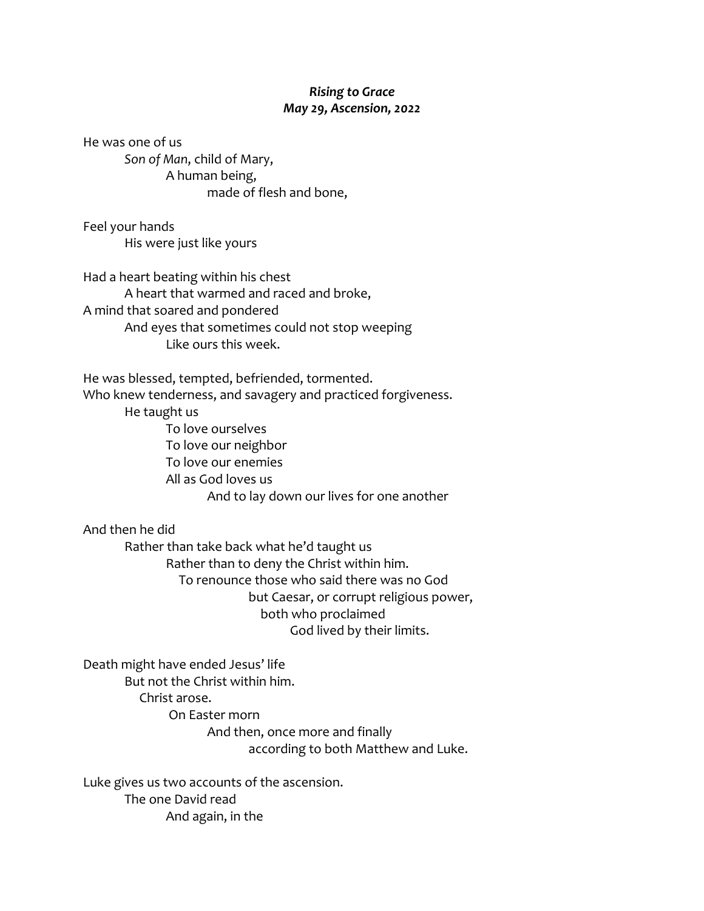***Rising to Grace***
***May 29, Ascension, 2022***

He was one of us
*Son of Man*, child of Mary,
A human being,
made of flesh and bone,

Feel your hands
His were just like yours

Had a heart beating within his chest
A heart that warmed and raced and broke,
A mind that soared and pondered
And eyes that sometimes could not stop weeping
Like ours this week.

He was blessed, tempted, befriended, tormented.
Who knew tenderness, and savagery and practiced forgiveness.
He taught us
To love ourselves
To love our neighbor
To love our enemies
All as God loves us
And to lay down our lives for one another

And then he did
Rather than take back what he'd taught us
Rather than to deny the Christ within him.
To renounce those who said there was no God
but Caesar, or corrupt religious power,
both who proclaimed
God lived by their limits.

Death might have ended Jesus' life
But not the Christ within him.
Christ arose.
On Easter morn
And then, once more and finally
according to both Matthew and Luke.

Luke gives us two accounts of the ascension.
The one David read
And again, in the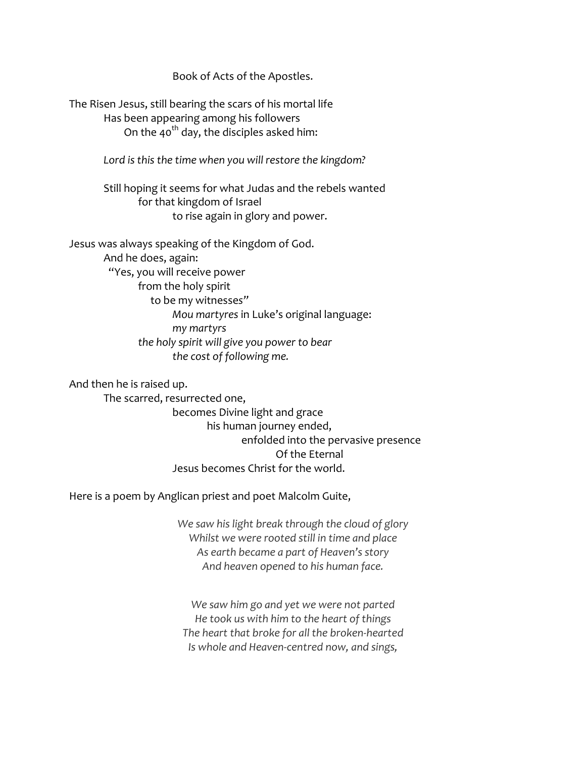Book of Acts of the Apostles.

The Risen Jesus, still bearing the scars of his mortal life
Has been appearing among his followers
On the 40th day, the disciples asked him:

*Lord is this the time when you will restore the kingdom?*

Still hoping it seems for what Judas and the rebels wanted
for that kingdom of Israel
to rise again in glory and power.

Jesus was always speaking of the Kingdom of God.
And he does, again:
"Yes, you will receive power
from the holy spirit
to be my witnesses"
*Mou martyres* in Luke's original language:
*my martyrs*
*the holy spirit will give you power to bear*
*the cost of following me.*

And then he is raised up.
The scarred, resurrected one,
becomes Divine light and grace
his human journey ended,
enfolded into the pervasive presence
Of the Eternal
Jesus becomes Christ for the world.

Here is a poem by Anglican priest and poet Malcolm Guite,

*We saw his light break through the cloud of glory*
*Whilst we were rooted still in time and place*
*As earth became a part of Heaven's story*
*And heaven opened to his human face.*

*We saw him go and yet we were not parted*
*He took us with him to the heart of things*
*The heart that broke for all the broken-hearted*
*Is whole and Heaven-centred now, and sings,*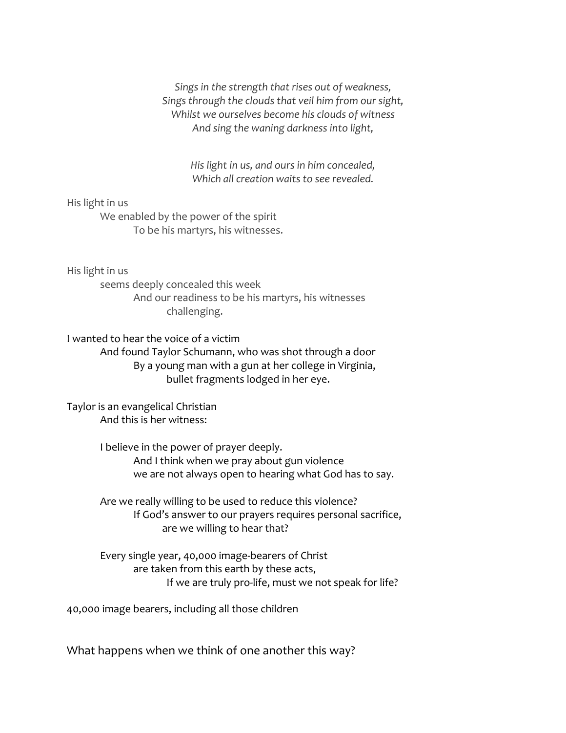*Sings in the strength that rises out of weakness,*
*Sings through the clouds that veil him from our sight,*
*Whilst we ourselves become his clouds of witness*
*And sing the waning darkness into light,*

*His light in us, and ours in him concealed,*
*Which all creation waits to see revealed.*

His light in us
We enabled by the power of the spirit
To be his martyrs, his witnesses.

His light in us
seems deeply concealed this week
And our readiness to be his martyrs, his witnesses
challenging.

I wanted to hear the voice of a victim
And found Taylor Schumann, who was shot through a door
By a young man with a gun at her college in Virginia,
bullet fragments lodged in her eye.

Taylor is an evangelical Christian
And this is her witness:

I believe in the power of prayer deeply.
And I think when we pray about gun violence
we are not always open to hearing what God has to say.

Are we really willing to be used to reduce this violence?
If God's answer to our prayers requires personal sacrifice,
are we willing to hear that?

Every single year, 40,000 image-bearers of Christ
are taken from this earth by these acts,
If we are truly pro-life, must we not speak for life?

40,000 image bearers, including all those children

What happens when we think of one another this way?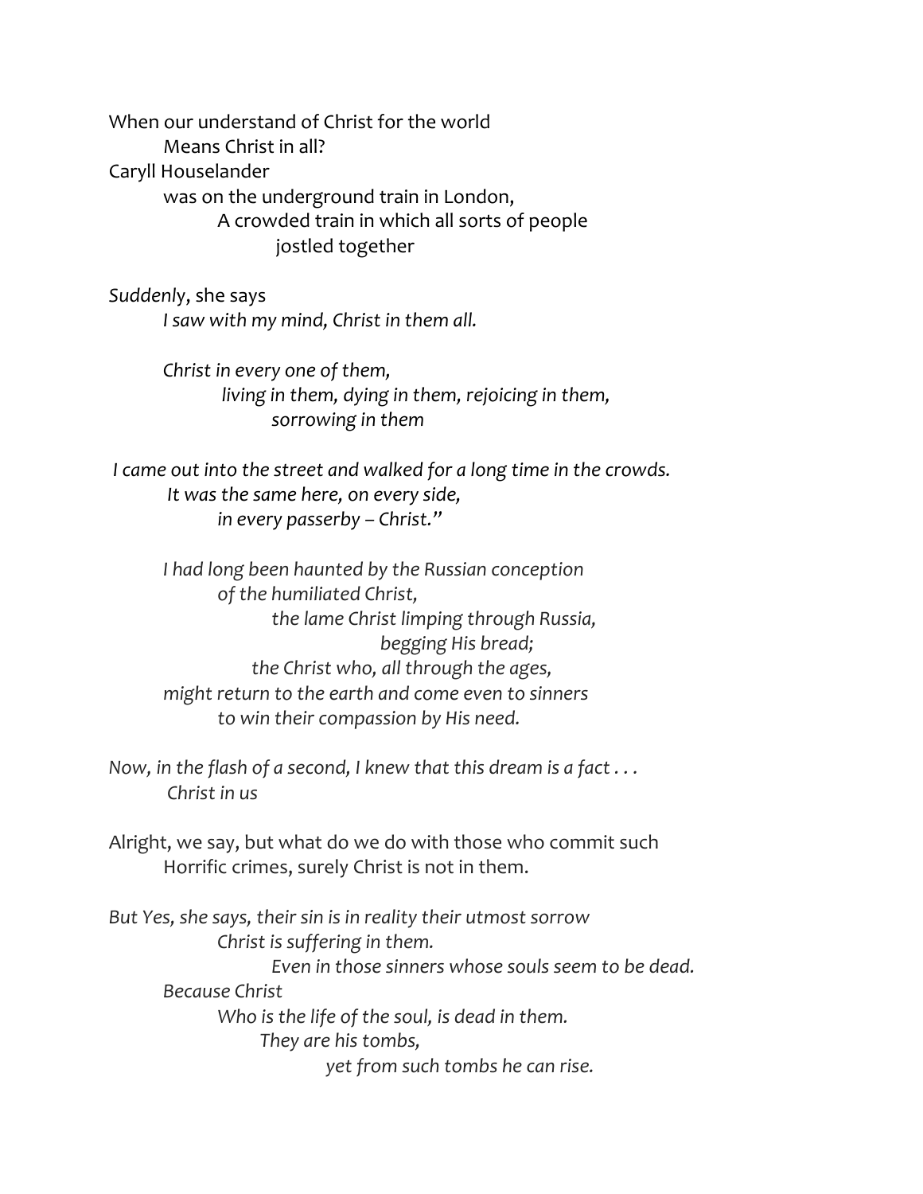When our understand of Christ for the world
Means Christ in all?

Caryll Houselander
was on the underground train in London,
A crowded train in which all sorts of people
jostled together

*Suddenl*y, she says
*I saw with my mind, Christ in them all.*

*Christ in every one of them,*
*living in them, dying in them, rejoicing in them,*
*sorrowing in them*

*I came out into the street and walked for a long time in the crowds.*
*It was the same here, on every side,*
*in every passerby – Christ."*

*I had long been haunted by the Russian conception*
*of the humiliated Christ,*
*the lame Christ limping through Russia,*
*begging His bread;*
*the Christ who, all through the ages,*
*might return to the earth and come even to sinners*
*to win their compassion by His need.*

*Now, in the flash of a second, I knew that this dream is a fact . . .*
*Christ in us*

Alright, we say, but what do we do with those who commit such
Horrific crimes, surely Christ is not in them.

*But Yes, she says, their sin is in reality their utmost sorrow*
*Christ is suffering in them.*
*Even in those sinners whose souls seem to be dead.*
*Because Christ*
*Who is the life of the soul, is dead in them.*
*They are his tombs,*
*yet from such tombs he can rise.*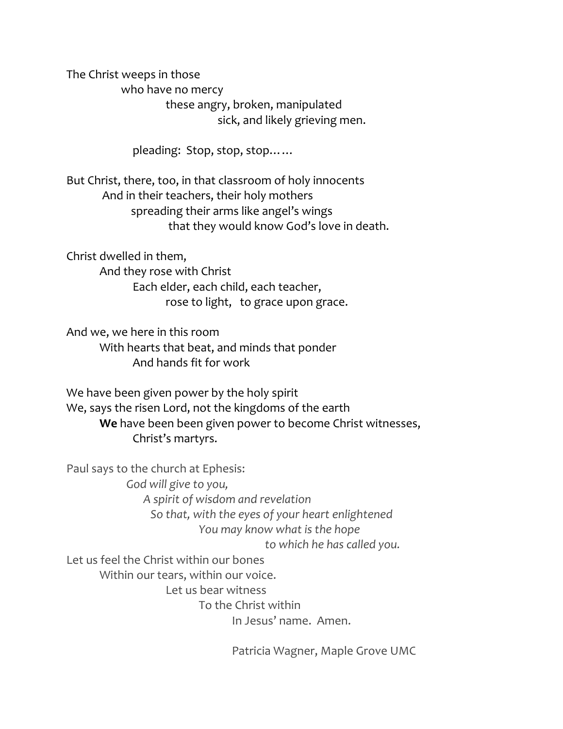The Christ weeps in those
who have no mercy
these angry, broken, manipulated
sick, and likely grieving men.

pleading: Stop, stop, stop……

But Christ, there, too, in that classroom of holy innocents
And in their teachers, their holy mothers
spreading their arms like angel's wings
that they would know God's love in death.

Christ dwelled in them,
And they rose with Christ
Each elder, each child, each teacher,
rose to light, to grace upon grace.

And we, we here in this room
With hearts that beat, and minds that ponder
And hands fit for work

We have been given power by the holy spirit
We, says the risen Lord, not the kingdoms of the earth
**We** have been been given power to become Christ witnesses,
Christ's martyrs.

Paul says to the church at Ephesis:
*God will give to you,*
*A spirit of wisdom and revelation*
*So that, with the eyes of your heart enlightened*
*You may know what is the hope*
*to which he has called you.*

Let us feel the Christ within our bones
Within our tears, within our voice.
Let us bear witness
To the Christ within
In Jesus' name. Amen.

Patricia Wagner, Maple Grove UMC